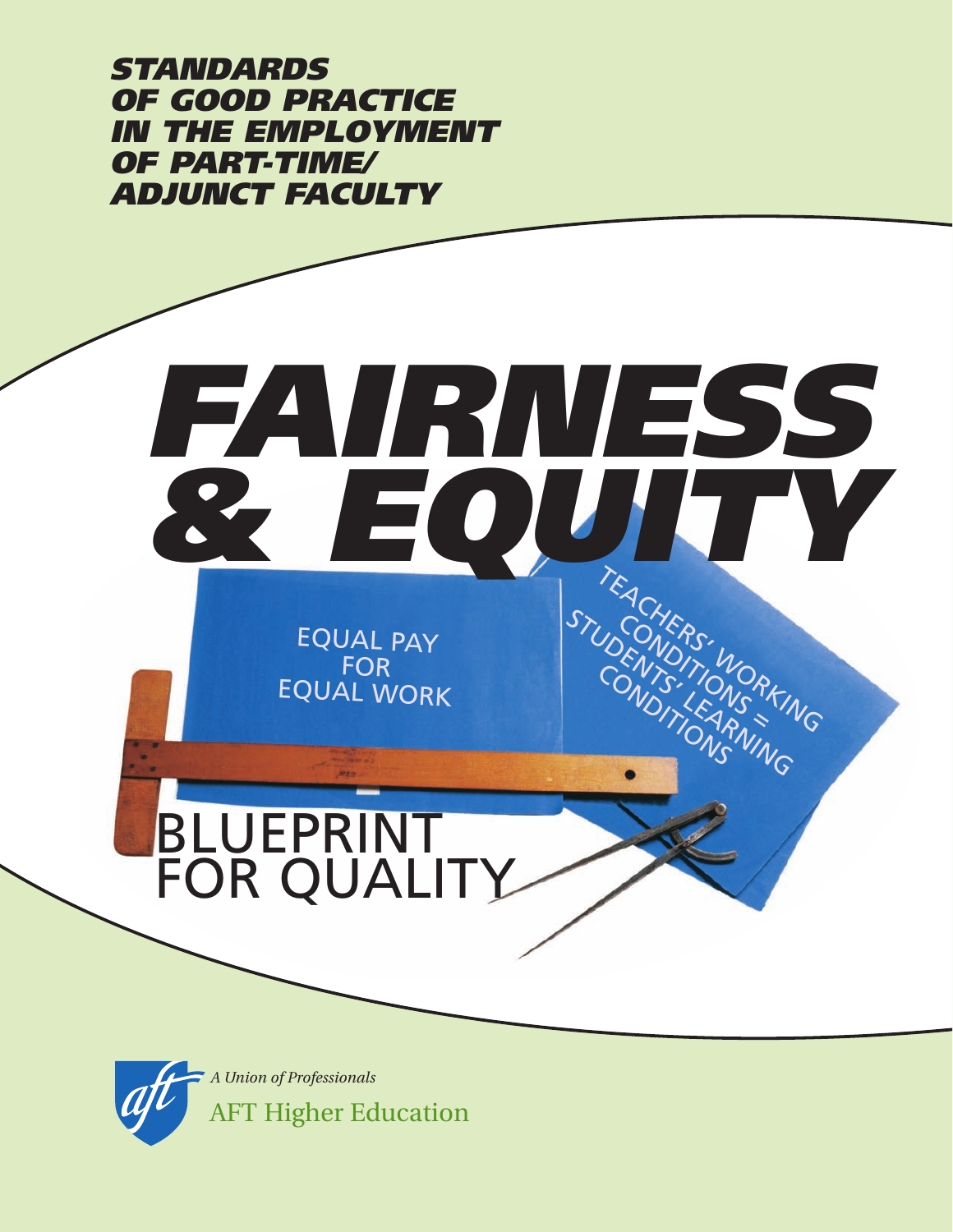***STANDARDS OF GOOD PRACTICE IN THE EMPLOYMENT OF PART-TIME/ ADJUNCT FACULTY***

# *FAIRNESS & EQUITY*

EQUAL PAY FOR EQUAL WORK

TEACHERS' WORKING CONDITIONS = STUDENTS' LEARNING CONDITIONS

BLUEPRINT FOR QUALITY

*A Union of Professionals*

AFT Higher Education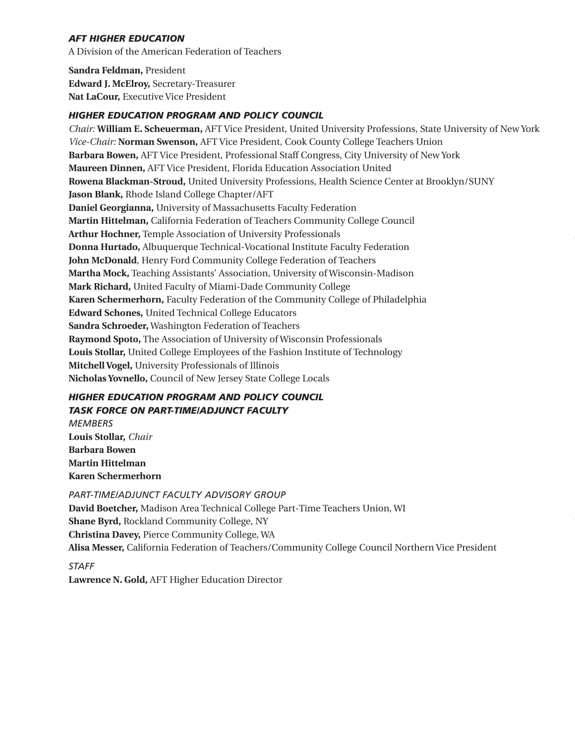## *AFT HIGHER EDUCATION*

A Division of the American Federation of Teachers

**Sandra Feldman,** President
**Edward J. McElroy,** Secretary-Treasurer
**Nat LaCour,** Executive Vice President

## *HIGHER EDUCATION PROGRAM AND POLICY COUNCIL*

*Chair:* **William E. Scheuerman,** AFT Vice President, United University Professions, State University of New York
*Vice-Chair:* **Norman Swenson,** AFT Vice President, Cook County College Teachers Union
**Barbara Bowen,** AFT Vice President, Professional Staff Congress, City University of New York
**Maureen Dinnen,** AFT Vice President, Florida Education Association United
**Rowena Blackman-Stroud,** United University Professions, Health Science Center at Brooklyn/SUNY
**Jason Blank,** Rhode Island College Chapter/AFT
**Daniel Georgianna,** University of Massachusetts Faculty Federation
**Martin Hittelman,** California Federation of Teachers Community College Council
**Arthur Hochner,** Temple Association of University Professionals
**Donna Hurtado,** Albuquerque Technical-Vocational Institute Faculty Federation
**John McDonald**, Henry Ford Community College Federation of Teachers
**Martha Mock,** Teaching Assistants' Association, University of Wisconsin-Madison
**Mark Richard,** United Faculty of Miami-Dade Community College
**Karen Schermerhorn,** Faculty Federation of the Community College of Philadelphia
**Edward Schones,** United Technical College Educators
**Sandra Schroeder,** Washington Federation of Teachers
**Raymond Spoto,** The Association of University of Wisconsin Professionals
**Louis Stollar,** United College Employees of the Fashion Institute of Technology
**Mitchell Vogel,** University Professionals of Illinois
**Nicholas Yovnello,** Council of New Jersey State College Locals

## *HIGHER EDUCATION PROGRAM AND POLICY COUNCIL TASK FORCE ON PART-TIME/ADJUNCT FACULTY*

*MEMBERS*

**Louis Stollar,** *Chair*
**Barbara Bowen**
**Martin Hittelman**
**Karen Schermerhorn**

*PART-TIME/ADJUNCT FACULTY ADVISORY GROUP*

**David Boetcher,** Madison Area Technical College Part-Time Teachers Union, WI
**Shane Byrd,** Rockland Community College, NY
**Christina Davey,** Pierce Community College, WA
**Alisa Messer,** California Federation of Teachers/Community College Council Northern Vice President

*STAFF*

**Lawrence N. Gold,** AFT Higher Education Director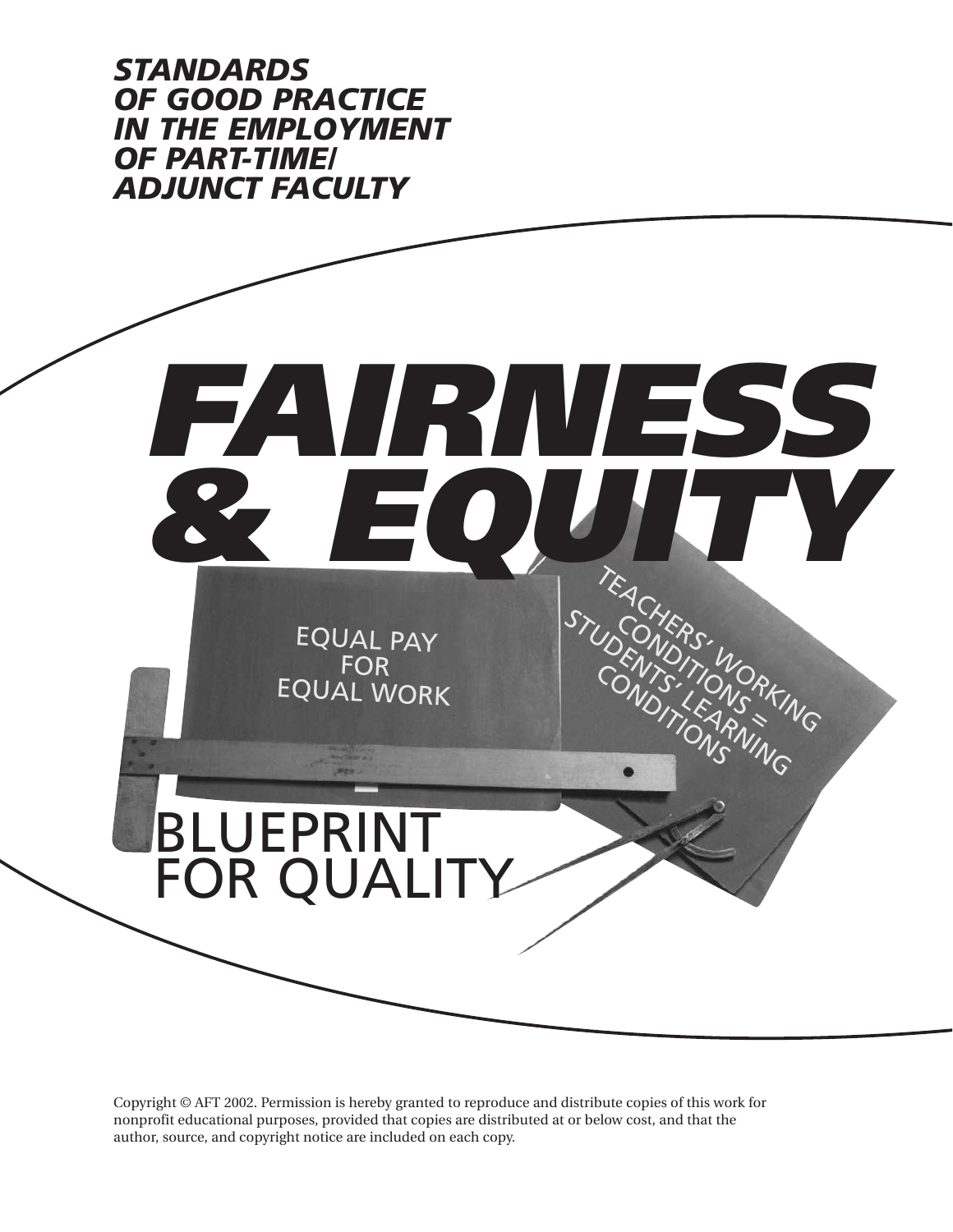***STANDARDS OF GOOD PRACTICE IN THE EMPLOYMENT OF PART-TIME/ ADJUNCT FACULTY***

# *FAIRNESS & EQUITY*

EQUAL PAY FOR EQUAL WORK

TEACHERS' WORKING CONDITIONS = STUDENTS' LEARNING CONDITIONS

## BLUEPRINT FOR QUALITY

Copyright © AFT 2002. Permission is hereby granted to reproduce and distribute copies of this work for nonprofit educational purposes, provided that copies are distributed at or below cost, and that the author, source, and copyright notice are included on each copy.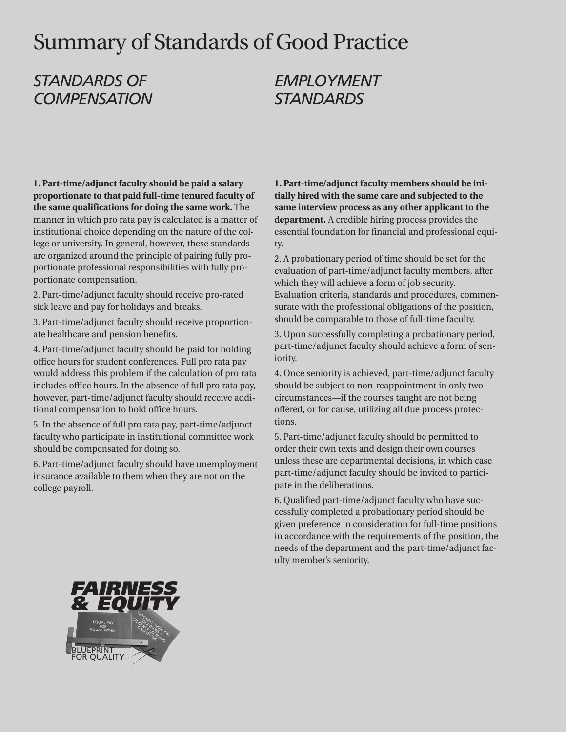# Summary of Standards of Good Practice

## STANDARDS OF COMPENSATION

**1. Part-time/adjunct faculty should be paid a salary proportionate to that paid full-time tenured faculty of the same qualifications for doing the same work.** The manner in which pro rata pay is calculated is a matter of institutional choice depending on the nature of the college or university. In general, however, these standards are organized around the principle of pairing fully proportionate professional responsibilities with fully proportionate compensation.

2. Part-time/adjunct faculty should receive pro-rated sick leave and pay for holidays and breaks.

3. Part-time/adjunct faculty should receive proportionate healthcare and pension benefits.

4. Part-time/adjunct faculty should be paid for holding office hours for student conferences. Full pro rata pay would address this problem if the calculation of pro rata includes office hours. In the absence of full pro rata pay, however, part-time/adjunct faculty should receive additional compensation to hold office hours.

5. In the absence of full pro rata pay, part-time/adjunct faculty who participate in institutional committee work should be compensated for doing so.

6. Part-time/adjunct faculty should have unemployment insurance available to them when they are not on the college payroll.

## EMPLOYMENT STANDARDS

**1. Part-time/adjunct faculty members should be initially hired with the same care and subjected to the same interview process as any other applicant to the department.** A credible hiring process provides the essential foundation for financial and professional equity.

2. A probationary period of time should be set for the evaluation of part-time/adjunct faculty members, after which they will achieve a form of job security. Evaluation criteria, standards and procedures, commensurate with the professional obligations of the position, should be comparable to those of full-time faculty.

3. Upon successfully completing a probationary period, part-time/adjunct faculty should achieve a form of seniority.

4. Once seniority is achieved, part-time/adjunct faculty should be subject to non-reappointment in only two circumstances—if the courses taught are not being offered, or for cause, utilizing all due process protections.

5. Part-time/adjunct faculty should be permitted to order their own texts and design their own courses unless these are departmental decisions, in which case part-time/adjunct faculty should be invited to participate in the deliberations.

6. Qualified part-time/adjunct faculty who have successfully completed a probationary period should be given preference in consideration for full-time positions in accordance with the requirements of the position, the needs of the department and the part-time/adjunct faculty member's seniority.

FAIRNESS & EQUITY

EQUAL PAY FOR EQUAL WORK

TEACHERS' WORKING CONDITIONS = STUDENTS' LEARNING CONDITIONS

BLUEPRINT FOR QUALITY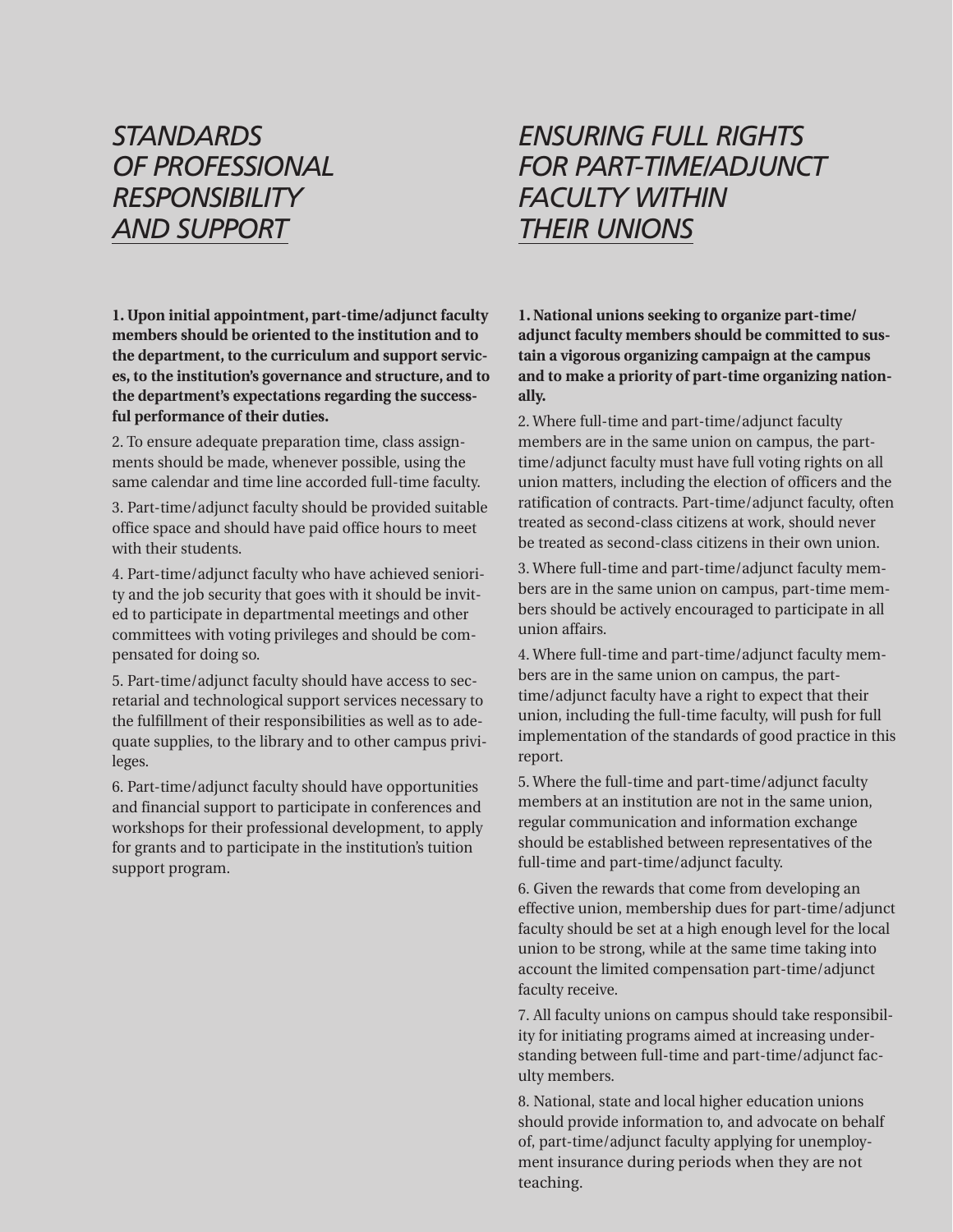## *STANDARDS OF PROFESSIONAL RESPONSIBILITY AND SUPPORT*

**1. Upon initial appointment, part-time/adjunct faculty members should be oriented to the institution and to the department, to the curriculum and support services, to the institution's governance and structure, and to the department's expectations regarding the successful performance of their duties.**

2. To ensure adequate preparation time, class assignments should be made, whenever possible, using the same calendar and time line accorded full-time faculty.

3. Part-time/adjunct faculty should be provided suitable office space and should have paid office hours to meet with their students.

4. Part-time/adjunct faculty who have achieved seniority and the job security that goes with it should be invited to participate in departmental meetings and other committees with voting privileges and should be compensated for doing so.

5. Part-time/adjunct faculty should have access to secretarial and technological support services necessary to the fulfillment of their responsibilities as well as to adequate supplies, to the library and to other campus privileges.

6. Part-time/adjunct faculty should have opportunities and financial support to participate in conferences and workshops for their professional development, to apply for grants and to participate in the institution's tuition support program.

## *ENSURING FULL RIGHTS FOR PART-TIME/ADJUNCT FACULTY WITHIN THEIR UNIONS*

**1. National unions seeking to organize part-time/adjunct faculty members should be committed to sustain a vigorous organizing campaign at the campus and to make a priority of part-time organizing nationally.**

2. Where full-time and part-time/adjunct faculty members are in the same union on campus, the part-time/adjunct faculty must have full voting rights on all union matters, including the election of officers and the ratification of contracts. Part-time/adjunct faculty, often treated as second-class citizens at work, should never be treated as second-class citizens in their own union.

3. Where full-time and part-time/adjunct faculty members are in the same union on campus, part-time members should be actively encouraged to participate in all union affairs.

4. Where full-time and part-time/adjunct faculty members are in the same union on campus, the part-time/adjunct faculty have a right to expect that their union, including the full-time faculty, will push for full implementation of the standards of good practice in this report.

5. Where the full-time and part-time/adjunct faculty members at an institution are not in the same union, regular communication and information exchange should be established between representatives of the full-time and part-time/adjunct faculty.

6. Given the rewards that come from developing an effective union, membership dues for part-time/adjunct faculty should be set at a high enough level for the local union to be strong, while at the same time taking into account the limited compensation part-time/adjunct faculty receive.

7. All faculty unions on campus should take responsibility for initiating programs aimed at increasing understanding between full-time and part-time/adjunct faculty members.

8. National, state and local higher education unions should provide information to, and advocate on behalf of, part-time/adjunct faculty applying for unemployment insurance during periods when they are not teaching.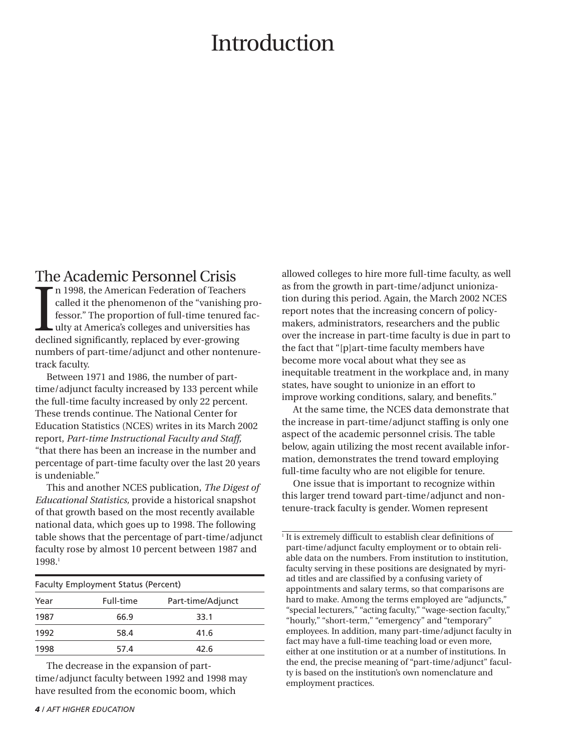# Introduction

## The Academic Personnel Crisis

In 1998, the American Federation of Teachers called it the phenomenon of the "vanishing professor." The proportion of full-time tenured faculty at America's colleges and universities has declined significantly, replaced by ever-growing numbers of part-time/adjunct and other nontenure-track faculty.

Between 1971 and 1986, the number of part-time/adjunct faculty increased by 133 percent while the full-time faculty increased by only 22 percent. These trends continue. The National Center for Education Statistics (NCES) writes in its March 2002 report, *Part-time Instructional Faculty and Staff,* "that there has been an increase in the number and percentage of part-time faculty over the last 20 years is undeniable."

This and another NCES publication, *The Digest of Educational Statistics,* provide a historical snapshot of that growth based on the most recently available national data, which goes up to 1998. The following table shows that the percentage of part-time/adjunct faculty rose by almost 10 percent between 1987 and 1998.[1]

| Faculty Employment Status (Percent) | | |
|---|---|---|
| Year | Full-time | Part-time/Adjunct |
| 1987 | 66.9 | 33.1 |
| 1992 | 58.4 | 41.6 |
| 1998 | 57.4 | 42.6 |

The decrease in the expansion of part-time/adjunct faculty between 1992 and 1998 may have resulted from the economic boom, which allowed colleges to hire more full-time faculty, as well as from the growth in part-time/adjunct unionization during this period. Again, the March 2002 NCES report notes that the increasing concern of policymakers, administrators, researchers and the public over the increase in part-time faculty is due in part to the fact that "[p]art-time faculty members have become more vocal about what they see as inequitable treatment in the workplace and, in many states, have sought to unionize in an effort to improve working conditions, salary, and benefits."

At the same time, the NCES data demonstrate that the increase in part-time/adjunct staffing is only one aspect of the academic personnel crisis. The table below, again utilizing the most recent available information, demonstrates the trend toward employing full-time faculty who are not eligible for tenure.

One issue that is important to recognize within this larger trend toward part-time/adjunct and nontenure-track faculty is gender. Women represent

[1] It is extremely difficult to establish clear definitions of part-time/adjunct faculty employment or to obtain reliable data on the numbers. From institution to institution, faculty serving in these positions are designated by myriad titles and are classified by a confusing variety of appointments and salary terms, so that comparisons are hard to make. Among the terms employed are "adjuncts," "special lecturers," "acting faculty," "wage-section faculty," "hourly," "short-term," "emergency" and "temporary" employees. In addition, many part-time/adjunct faculty in fact may have a full-time teaching load or even more, either at one institution or at a number of institutions. In the end, the precise meaning of "part-time/adjunct" faculty is based on the institution's own nomenclature and employment practices.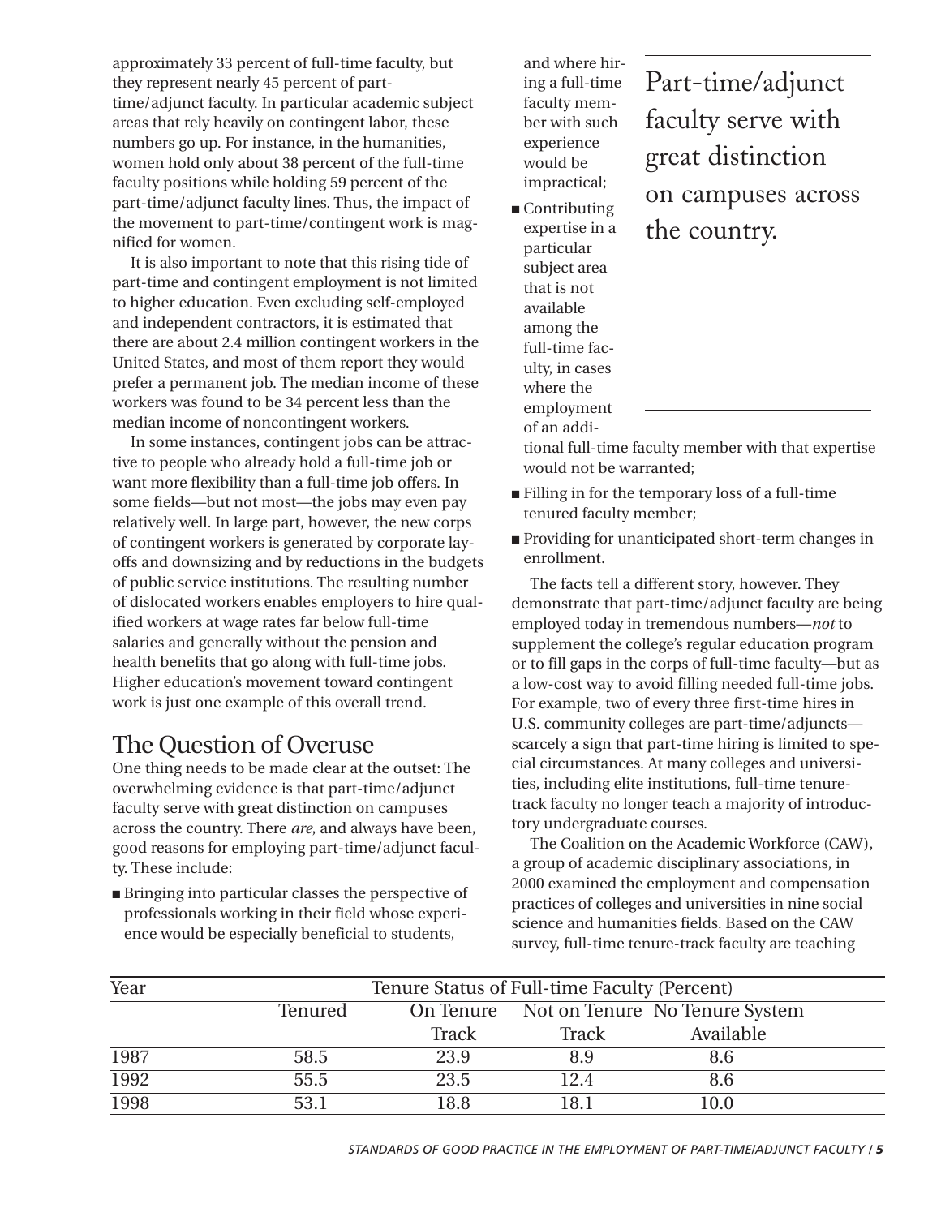approximately 33 percent of full-time faculty, but they represent nearly 45 percent of part-time/adjunct faculty. In particular academic subject areas that rely heavily on contingent labor, these numbers go up. For instance, in the humanities, women hold only about 38 percent of the full-time faculty positions while holding 59 percent of the part-time/adjunct faculty lines. Thus, the impact of the movement to part-time/contingent work is magnified for women.

It is also important to note that this rising tide of part-time and contingent employment is not limited to higher education. Even excluding self-employed and independent contractors, it is estimated that there are about 2.4 million contingent workers in the United States, and most of them report they would prefer a permanent job. The median income of these workers was found to be 34 percent less than the median income of noncontingent workers.

In some instances, contingent jobs can be attractive to people who already hold a full-time job or want more flexibility than a full-time job offers. In some fields—but not most—the jobs may even pay relatively well. In large part, however, the new corps of contingent workers is generated by corporate layoffs and downsizing and by reductions in the budgets of public service institutions. The resulting number of dislocated workers enables employers to hire qualified workers at wage rates far below full-time salaries and generally without the pension and health benefits that go along with full-time jobs. Higher education's movement toward contingent work is just one example of this overall trend.

## The Question of Overuse

One thing needs to be made clear at the outset: The overwhelming evidence is that part-time/adjunct faculty serve with great distinction on campuses across the country. There *are*, and always have been, good reasons for employing part-time/adjunct faculty. These include:

- Bringing into particular classes the perspective of professionals working in their field whose experience would be especially beneficial to students, and where hiring a full-time faculty member with such experience would be impractical;
- Contributing expertise in a particular subject area that is not available among the full-time faculty, in cases where the employment of an additional full-time faculty member with that expertise would not be warranted;
- Filling in for the temporary loss of a full-time tenured faculty member;
- Providing for unanticipated short-term changes in enrollment.

> Part-time/adjunct faculty serve with great distinction on campuses across the country.

The facts tell a different story, however. They demonstrate that part-time/adjunct faculty are being employed today in tremendous numbers—*not* to supplement the college's regular education program or to fill gaps in the corps of full-time faculty—but as a low-cost way to avoid filling needed full-time jobs. For example, two of every three first-time hires in U.S. community colleges are part-time/adjuncts—scarcely a sign that part-time hiring is limited to special circumstances. At many colleges and universities, including elite institutions, full-time tenure-track faculty no longer teach a majority of introductory undergraduate courses.

The Coalition on the Academic Workforce (CAW), a group of academic disciplinary associations, in 2000 examined the employment and compensation practices of colleges and universities in nine social science and humanities fields. Based on the CAW survey, full-time tenure-track faculty are teaching

| Year | Tenure Status of Full-time Faculty (Percent) | | | |
|---|---|---|---|---|
| | Tenured | On Tenure Track | Not on Tenure Track | No Tenure System Available |
| 1987 | 58.5 | 23.9 | 8.9 | 8.6 |
| 1992 | 55.5 | 23.5 | 12.4 | 8.6 |
| 1998 | 53.1 | 18.8 | 18.1 | 10.0 |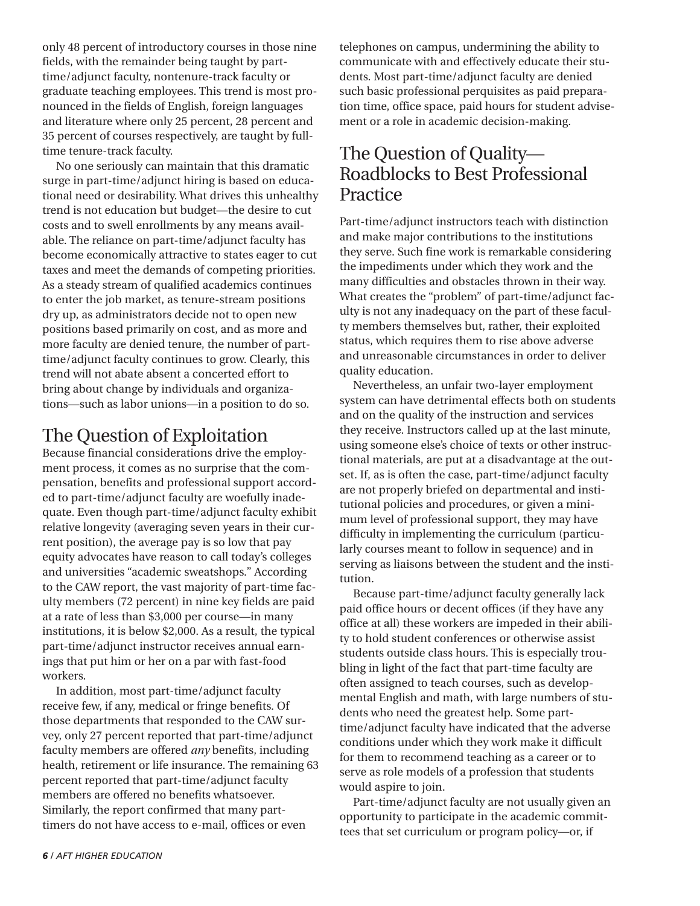only 48 percent of introductory courses in those nine fields, with the remainder being taught by part-time/adjunct faculty, nontenure-track faculty or graduate teaching employees. This trend is most pronounced in the fields of English, foreign languages and literature where only 25 percent, 28 percent and 35 percent of courses respectively, are taught by full-time tenure-track faculty.

No one seriously can maintain that this dramatic surge in part-time/adjunct hiring is based on educational need or desirability. What drives this unhealthy trend is not education but budget—the desire to cut costs and to swell enrollments by any means available. The reliance on part-time/adjunct faculty has become economically attractive to states eager to cut taxes and meet the demands of competing priorities. As a steady stream of qualified academics continues to enter the job market, as tenure-stream positions dry up, as administrators decide not to open new positions based primarily on cost, and as more and more faculty are denied tenure, the number of part-time/adjunct faculty continues to grow. Clearly, this trend will not abate absent a concerted effort to bring about change by individuals and organizations—such as labor unions—in a position to do so.

## The Question of Exploitation

Because financial considerations drive the employment process, it comes as no surprise that the compensation, benefits and professional support accorded to part-time/adjunct faculty are woefully inadequate. Even though part-time/adjunct faculty exhibit relative longevity (averaging seven years in their current position), the average pay is so low that pay equity advocates have reason to call today's colleges and universities "academic sweatshops." According to the CAW report, the vast majority of part-time faculty members (72 percent) in nine key fields are paid at a rate of less than $3,000 per course—in many institutions, it is below $2,000. As a result, the typical part-time/adjunct instructor receives annual earnings that put him or her on a par with fast-food workers.

In addition, most part-time/adjunct faculty receive few, if any, medical or fringe benefits. Of those departments that responded to the CAW survey, only 27 percent reported that part-time/adjunct faculty members are offered *any* benefits, including health, retirement or life insurance. The remaining 63 percent reported that part-time/adjunct faculty members are offered no benefits whatsoever. Similarly, the report confirmed that many part-timers do not have access to e-mail, offices or even telephones on campus, undermining the ability to communicate with and effectively educate their students. Most part-time/adjunct faculty are denied such basic professional perquisites as paid preparation time, office space, paid hours for student advisement or a role in academic decision-making.

## The Question of Quality—Roadblocks to Best Professional Practice

Part-time/adjunct instructors teach with distinction and make major contributions to the institutions they serve. Such fine work is remarkable considering the impediments under which they work and the many difficulties and obstacles thrown in their way. What creates the "problem" of part-time/adjunct faculty is not any inadequacy on the part of these faculty members themselves but, rather, their exploited status, which requires them to rise above adverse and unreasonable circumstances in order to deliver quality education.

Nevertheless, an unfair two-layer employment system can have detrimental effects both on students and on the quality of the instruction and services they receive. Instructors called up at the last minute, using someone else's choice of texts or other instructional materials, are put at a disadvantage at the outset. If, as is often the case, part-time/adjunct faculty are not properly briefed on departmental and institutional policies and procedures, or given a minimum level of professional support, they may have difficulty in implementing the curriculum (particularly courses meant to follow in sequence) and in serving as liaisons between the student and the institution.

Because part-time/adjunct faculty generally lack paid office hours or decent offices (if they have any office at all) these workers are impeded in their ability to hold student conferences or otherwise assist students outside class hours. This is especially troubling in light of the fact that part-time faculty are often assigned to teach courses, such as developmental English and math, with large numbers of students who need the greatest help. Some part-time/adjunct faculty have indicated that the adverse conditions under which they work make it difficult for them to recommend teaching as a career or to serve as role models of a profession that students would aspire to join.

Part-time/adjunct faculty are not usually given an opportunity to participate in the academic committees that set curriculum or program policy—or, if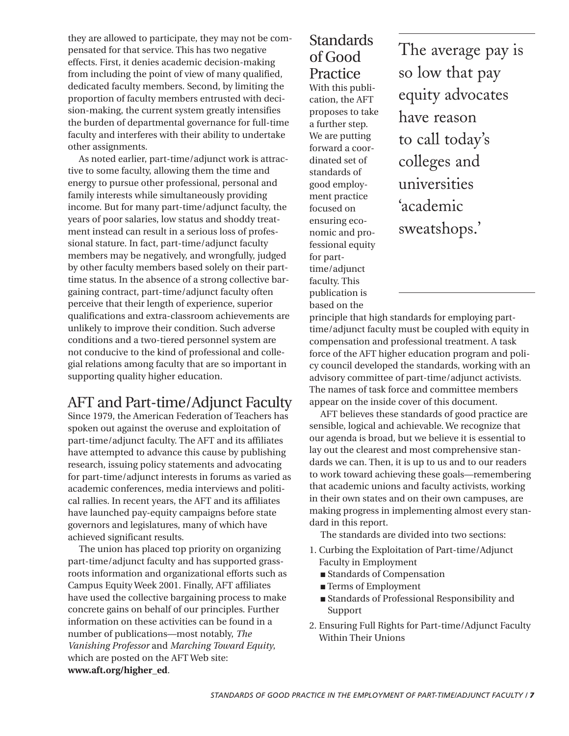they are allowed to participate, they may not be compensated for that service. This has two negative effects. First, it denies academic decision-making from including the point of view of many qualified, dedicated faculty members. Second, by limiting the proportion of faculty members entrusted with decision-making, the current system greatly intensifies the burden of departmental governance for full-time faculty and interferes with their ability to undertake other assignments.

As noted earlier, part-time/adjunct work is attractive to some faculty, allowing them the time and energy to pursue other professional, personal and family interests while simultaneously providing income. But for many part-time/adjunct faculty, the years of poor salaries, low status and shoddy treatment instead can result in a serious loss of professional stature. In fact, part-time/adjunct faculty members may be negatively, and wrongfully, judged by other faculty members based solely on their part-time status. In the absence of a strong collective bargaining contract, part-time/adjunct faculty often perceive that their length of experience, superior qualifications and extra-classroom achievements are unlikely to improve their condition. Such adverse conditions and a two-tiered personnel system are not conducive to the kind of professional and collegial relations among faculty that are so important in supporting quality higher education.

## AFT and Part-time/Adjunct Faculty

Since 1979, the American Federation of Teachers has spoken out against the overuse and exploitation of part-time/adjunct faculty. The AFT and its affiliates have attempted to advance this cause by publishing research, issuing policy statements and advocating for part-time/adjunct interests in forums as varied as academic conferences, media interviews and political rallies. In recent years, the AFT and its affiliates have launched pay-equity campaigns before state governors and legislatures, many of which have achieved significant results.

The union has placed top priority on organizing part-time/adjunct faculty and has supported grassroots information and organizational efforts such as Campus Equity Week 2001. Finally, AFT affiliates have used the collective bargaining process to make concrete gains on behalf of our principles. Further information on these activities can be found in a number of publications—most notably, *The Vanishing Professor* and *Marching Toward Equity*, which are posted on the AFT Web site: **www.aft.org/higher_ed**.

## Standards of Good Practice

With this publication, the AFT proposes to take a further step. We are putting forward a coordinated set of standards of good employment practice focused on ensuring economic and professional equity for part-time/adjunct faculty. This publication is based on the principle that high standards for employing part-time/adjunct faculty must be coupled with equity in compensation and professional treatment. A task force of the AFT higher education program and policy council developed the standards, working with an advisory committee of part-time/adjunct activists. The names of task force and committee members appear on the inside cover of this document.

> The average pay is so low that pay equity advocates have reason to call today's colleges and universities 'academic sweatshops.'

AFT believes these standards of good practice are sensible, logical and achievable. We recognize that our agenda is broad, but we believe it is essential to lay out the clearest and most comprehensive standards we can. Then, it is up to us and to our readers to work toward achieving these goals—remembering that academic unions and faculty activists, working in their own states and on their own campuses, are making progress in implementing almost every standard in this report.

The standards are divided into two sections:

1. Curbing the Exploitation of Part-time/Adjunct Faculty in Employment
   - Standards of Compensation
   - Terms of Employment
   - Standards of Professional Responsibility and Support
2. Ensuring Full Rights for Part-time/Adjunct Faculty Within Their Unions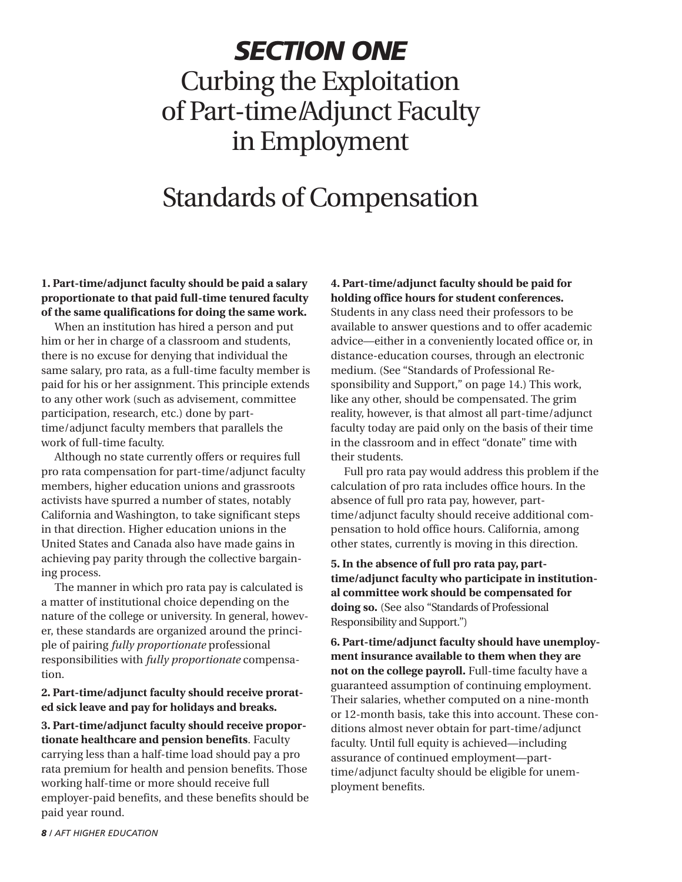# *SECTION ONE*

# Curbing the Exploitation of Part-time/Adjunct Faculty in Employment

## Standards of Compensation

**1. Part-time/adjunct faculty should be paid a salary proportionate to that paid full-time tenured faculty of the same qualifications for doing the same work.**

When an institution has hired a person and put him or her in charge of a classroom and students, there is no excuse for denying that individual the same salary, pro rata, as a full-time faculty member is paid for his or her assignment. This principle extends to any other work (such as advisement, committee participation, research, etc.) done by part-time/adjunct faculty members that parallels the work of full-time faculty.

Although no state currently offers or requires full pro rata compensation for part-time/adjunct faculty members, higher education unions and grassroots activists have spurred a number of states, notably California and Washington, to take significant steps in that direction. Higher education unions in the United States and Canada also have made gains in achieving pay parity through the collective bargaining process.

The manner in which pro rata pay is calculated is a matter of institutional choice depending on the nature of the college or university. In general, however, these standards are organized around the principle of pairing *fully proportionate* professional responsibilities with *fully proportionate* compensation.

**2. Part-time/adjunct faculty should receive prorated sick leave and pay for holidays and breaks.**

**3. Part-time/adjunct faculty should receive proportionate healthcare and pension benefits**. Faculty carrying less than a half-time load should pay a pro rata premium for health and pension benefits. Those working half-time or more should receive full employer-paid benefits, and these benefits should be paid year round.

**4. Part-time/adjunct faculty should be paid for holding office hours for student conferences.** Students in any class need their professors to be available to answer questions and to offer academic advice—either in a conveniently located office or, in distance-education courses, through an electronic medium. (See "Standards of Professional Responsibility and Support," on page 14.) This work, like any other, should be compensated. The grim reality, however, is that almost all part-time/adjunct faculty today are paid only on the basis of their time in the classroom and in effect "donate" time with their students.

Full pro rata pay would address this problem if the calculation of pro rata includes office hours. In the absence of full pro rata pay, however, part-time/adjunct faculty should receive additional compensation to hold office hours. California, among other states, currently is moving in this direction.

**5. In the absence of full pro rata pay, part-time/adjunct faculty who participate in institutional committee work should be compensated for doing so.** (See also "Standards of Professional Responsibility and Support.")

**6. Part-time/adjunct faculty should have unemployment insurance available to them when they are not on the college payroll.** Full-time faculty have a guaranteed assumption of continuing employment. Their salaries, whether computed on a nine-month or 12-month basis, take this into account. These conditions almost never obtain for part-time/adjunct faculty. Until full equity is achieved—including assurance of continued employment—part-time/adjunct faculty should be eligible for unemployment benefits.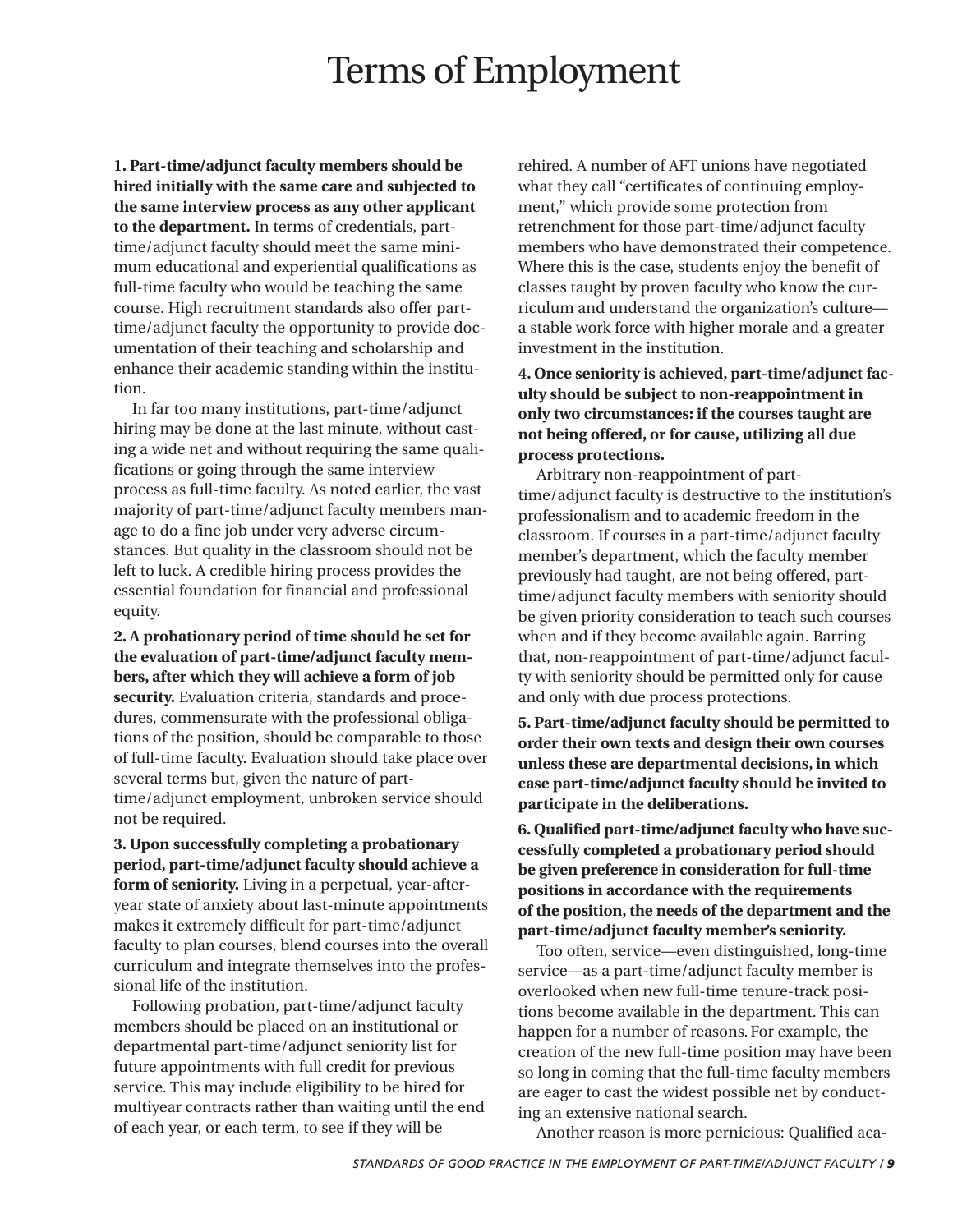# Terms of Employment

**1. Part-time/adjunct faculty members should be hired initially with the same care and subjected to the same interview process as any other applicant to the department.** In terms of credentials, part-time/adjunct faculty should meet the same minimum educational and experiential qualifications as full-time faculty who would be teaching the same course. High recruitment standards also offer part-time/adjunct faculty the opportunity to provide documentation of their teaching and scholarship and enhance their academic standing within the institution.

In far too many institutions, part-time/adjunct hiring may be done at the last minute, without casting a wide net and without requiring the same qualifications or going through the same interview process as full-time faculty. As noted earlier, the vast majority of part-time/adjunct faculty members manage to do a fine job under very adverse circumstances. But quality in the classroom should not be left to luck. A credible hiring process provides the essential foundation for financial and professional equity.

**2. A probationary period of time should be set for the evaluation of part-time/adjunct faculty members, after which they will achieve a form of job security.** Evaluation criteria, standards and procedures, commensurate with the professional obligations of the position, should be comparable to those of full-time faculty. Evaluation should take place over several terms but, given the nature of part-time/adjunct employment, unbroken service should not be required.

**3. Upon successfully completing a probationary period, part-time/adjunct faculty should achieve a form of seniority.** Living in a perpetual, year-after-year state of anxiety about last-minute appointments makes it extremely difficult for part-time/adjunct faculty to plan courses, blend courses into the overall curriculum and integrate themselves into the professional life of the institution.

Following probation, part-time/adjunct faculty members should be placed on an institutional or departmental part-time/adjunct seniority list for future appointments with full credit for previous service. This may include eligibility to be hired for multiyear contracts rather than waiting until the end of each year, or each term, to see if they will be rehired. A number of AFT unions have negotiated what they call "certificates of continuing employment," which provide some protection from retrenchment for those part-time/adjunct faculty members who have demonstrated their competence. Where this is the case, students enjoy the benefit of classes taught by proven faculty who know the curriculum and understand the organization's culture—a stable work force with higher morale and a greater investment in the institution.

**4. Once seniority is achieved, part-time/adjunct faculty should be subject to non-reappointment in only two circumstances: if the courses taught are not being offered, or for cause, utilizing all due process protections.**

Arbitrary non-reappointment of part-time/adjunct faculty is destructive to the institution's professionalism and to academic freedom in the classroom. If courses in a part-time/adjunct faculty member's department, which the faculty member previously had taught, are not being offered, part-time/adjunct faculty members with seniority should be given priority consideration to teach such courses when and if they become available again. Barring that, non-reappointment of part-time/adjunct faculty with seniority should be permitted only for cause and only with due process protections.

**5. Part-time/adjunct faculty should be permitted to order their own texts and design their own courses unless these are departmental decisions, in which case part-time/adjunct faculty should be invited to participate in the deliberations.**

**6. Qualified part-time/adjunct faculty who have successfully completed a probationary period should be given preference in consideration for full-time positions in accordance with the requirements of the position, the needs of the department and the part-time/adjunct faculty member's seniority.**

Too often, service—even distinguished, long-time service—as a part-time/adjunct faculty member is overlooked when new full-time tenure-track positions become available in the department. This can happen for a number of reasons. For example, the creation of the new full-time position may have been so long in coming that the full-time faculty members are eager to cast the widest possible net by conducting an extensive national search.

Another reason is more pernicious: Qualified aca-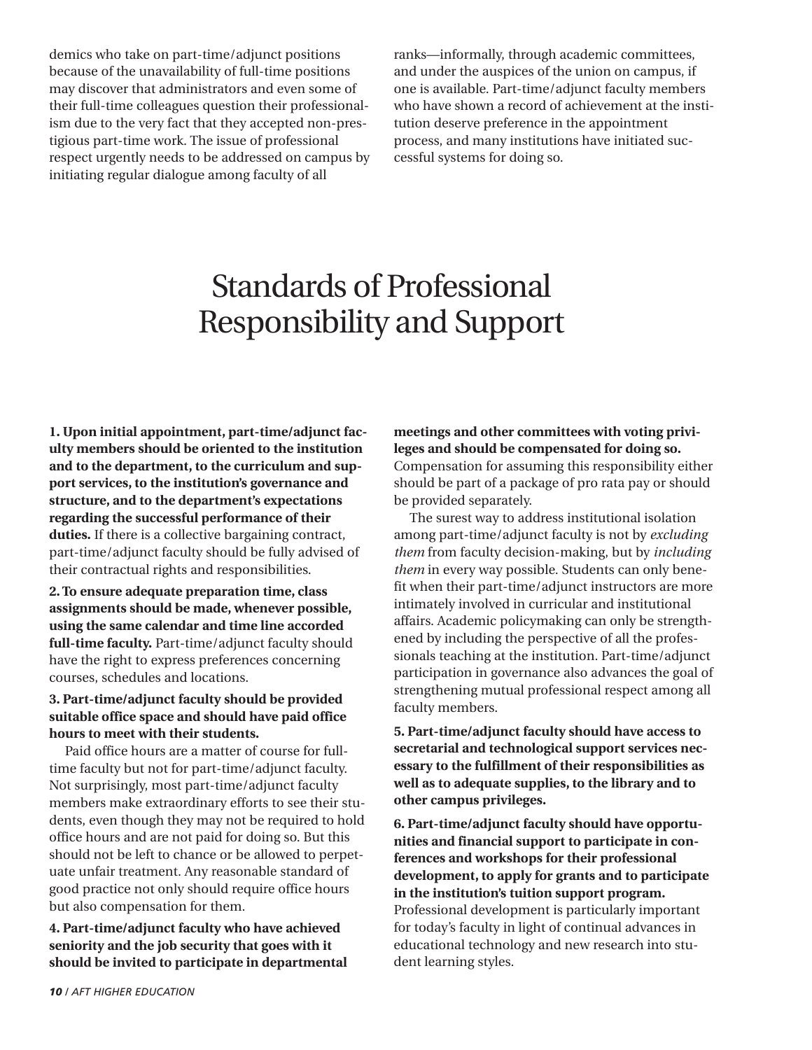demics who take on part-time/adjunct positions because of the unavailability of full-time positions may discover that administrators and even some of their full-time colleagues question their professionalism due to the very fact that they accepted non-prestigious part-time work. The issue of professional respect urgently needs to be addressed on campus by initiating regular dialogue among faculty of all ranks—informally, through academic committees, and under the auspices of the union on campus, if one is available. Part-time/adjunct faculty members who have shown a record of achievement at the institution deserve preference in the appointment process, and many institutions have initiated successful systems for doing so.

# Standards of Professional Responsibility and Support

**1. Upon initial appointment, part-time/adjunct faculty members should be oriented to the institution and to the department, to the curriculum and support services, to the institution's governance and structure, and to the department's expectations regarding the successful performance of their duties.** If there is a collective bargaining contract, part-time/adjunct faculty should be fully advised of their contractual rights and responsibilities.

**2. To ensure adequate preparation time, class assignments should be made, whenever possible, using the same calendar and time line accorded full-time faculty.** Part-time/adjunct faculty should have the right to express preferences concerning courses, schedules and locations.

**3. Part-time/adjunct faculty should be provided suitable office space and should have paid office hours to meet with their students.**

Paid office hours are a matter of course for full-time faculty but not for part-time/adjunct faculty. Not surprisingly, most part-time/adjunct faculty members make extraordinary efforts to see their students, even though they may not be required to hold office hours and are not paid for doing so. But this should not be left to chance or be allowed to perpetuate unfair treatment. Any reasonable standard of good practice not only should require office hours but also compensation for them.

**4. Part-time/adjunct faculty who have achieved seniority and the job security that goes with it should be invited to participate in departmental meetings and other committees with voting privileges and should be compensated for doing so.** Compensation for assuming this responsibility either should be part of a package of pro rata pay or should be provided separately.

The surest way to address institutional isolation among part-time/adjunct faculty is not by *excluding them* from faculty decision-making, but by *including them* in every way possible. Students can only benefit when their part-time/adjunct instructors are more intimately involved in curricular and institutional affairs. Academic policymaking can only be strengthened by including the perspective of all the professionals teaching at the institution. Part-time/adjunct participation in governance also advances the goal of strengthening mutual professional respect among all faculty members.

**5. Part-time/adjunct faculty should have access to secretarial and technological support services necessary to the fulfillment of their responsibilities as well as to adequate supplies, to the library and to other campus privileges.**

**6. Part-time/adjunct faculty should have opportunities and financial support to participate in conferences and workshops for their professional development, to apply for grants and to participate in the institution's tuition support program.** Professional development is particularly important for today's faculty in light of continual advances in educational technology and new research into student learning styles.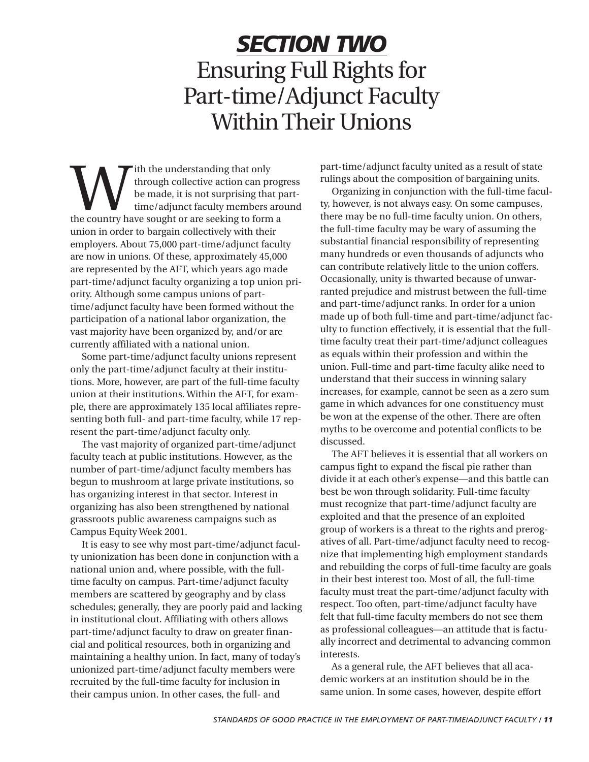# ***SECTION TWO***

# Ensuring Full Rights for Part-time/Adjunct Faculty Within Their Unions

With the understanding that only through collective action can progress be made, it is not surprising that part-time/adjunct faculty members around the country have sought or are seeking to form a union in order to bargain collectively with their employers. About 75,000 part-time/adjunct faculty are now in unions. Of these, approximately 45,000 are represented by the AFT, which years ago made part-time/adjunct faculty organizing a top union priority. Although some campus unions of part-time/adjunct faculty have been formed without the participation of a national labor organization, the vast majority have been organized by, and/or are currently affiliated with a national union.

Some part-time/adjunct faculty unions represent only the part-time/adjunct faculty at their institutions. More, however, are part of the full-time faculty union at their institutions. Within the AFT, for example, there are approximately 135 local affiliates representing both full- and part-time faculty, while 17 represent the part-time/adjunct faculty only.

The vast majority of organized part-time/adjunct faculty teach at public institutions. However, as the number of part-time/adjunct faculty members has begun to mushroom at large private institutions, so has organizing interest in that sector. Interest in organizing has also been strengthened by national grassroots public awareness campaigns such as Campus Equity Week 2001.

It is easy to see why most part-time/adjunct faculty unionization has been done in conjunction with a national union and, where possible, with the full-time faculty on campus. Part-time/adjunct faculty members are scattered by geography and by class schedules; generally, they are poorly paid and lacking in institutional clout. Affiliating with others allows part-time/adjunct faculty to draw on greater financial and political resources, both in organizing and maintaining a healthy union. In fact, many of today's unionized part-time/adjunct faculty members were recruited by the full-time faculty for inclusion in their campus union. In other cases, the full- and part-time/adjunct faculty united as a result of state rulings about the composition of bargaining units.

Organizing in conjunction with the full-time faculty, however, is not always easy. On some campuses, there may be no full-time faculty union. On others, the full-time faculty may be wary of assuming the substantial financial responsibility of representing many hundreds or even thousands of adjuncts who can contribute relatively little to the union coffers. Occasionally, unity is thwarted because of unwarranted prejudice and mistrust between the full-time and part-time/adjunct ranks. In order for a union made up of both full-time and part-time/adjunct faculty to function effectively, it is essential that the full-time faculty treat their part-time/adjunct colleagues as equals within their profession and within the union. Full-time and part-time faculty alike need to understand that their success in winning salary increases, for example, cannot be seen as a zero sum game in which advances for one constituency must be won at the expense of the other. There are often myths to be overcome and potential conflicts to be discussed.

The AFT believes it is essential that all workers on campus fight to expand the fiscal pie rather than divide it at each other's expense—and this battle can best be won through solidarity. Full-time faculty must recognize that part-time/adjunct faculty are exploited and that the presence of an exploited group of workers is a threat to the rights and prerogatives of all. Part-time/adjunct faculty need to recognize that implementing high employment standards and rebuilding the corps of full-time faculty are goals in their best interest too. Most of all, the full-time faculty must treat the part-time/adjunct faculty with respect. Too often, part-time/adjunct faculty have felt that full-time faculty members do not see them as professional colleagues—an attitude that is factually incorrect and detrimental to advancing common interests.

As a general rule, the AFT believes that all academic workers at an institution should be in the same union. In some cases, however, despite effort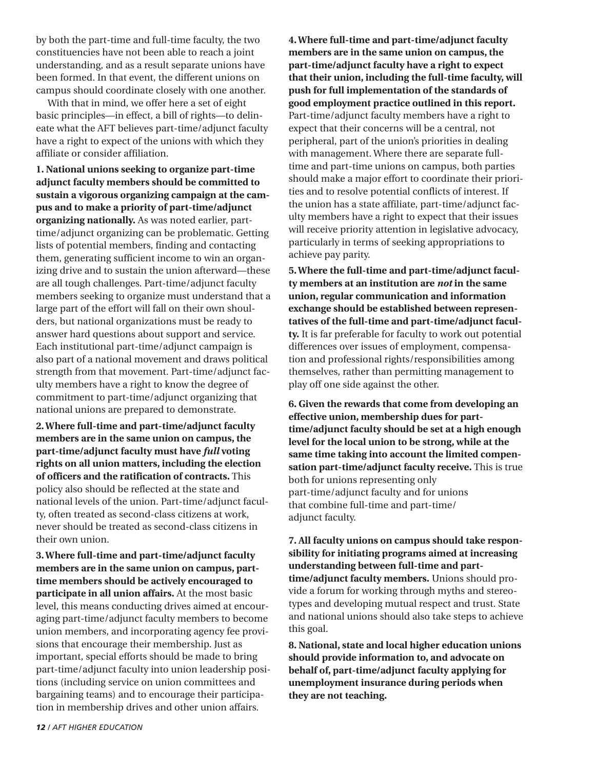by both the part-time and full-time faculty, the two constituencies have not been able to reach a joint understanding, and as a result separate unions have been formed. In that event, the different unions on campus should coordinate closely with one another.

With that in mind, we offer here a set of eight basic principles—in effect, a bill of rights—to delineate what the AFT believes part-time/adjunct faculty have a right to expect of the unions with which they affiliate or consider affiliation.

**1. National unions seeking to organize part-time adjunct faculty members should be committed to sustain a vigorous organizing campaign at the campus and to make a priority of part-time/adjunct organizing nationally.** As was noted earlier, part-time/adjunct organizing can be problematic. Getting lists of potential members, finding and contacting them, generating sufficient income to win an organizing drive and to sustain the union afterward—these are all tough challenges. Part-time/adjunct faculty members seeking to organize must understand that a large part of the effort will fall on their own shoulders, but national organizations must be ready to answer hard questions about support and service. Each institutional part-time/adjunct campaign is also part of a national movement and draws political strength from that movement. Part-time/adjunct faculty members have a right to know the degree of commitment to part-time/adjunct organizing that national unions are prepared to demonstrate.

**2. Where full-time and part-time/adjunct faculty members are in the same union on campus, the part-time/adjunct faculty must have *full* voting rights on all union matters, including the election of officers and the ratification of contracts.** This policy also should be reflected at the state and national levels of the union. Part-time/adjunct faculty, often treated as second-class citizens at work, never should be treated as second-class citizens in their own union.

**3. Where full-time and part-time/adjunct faculty members are in the same union on campus, part-time members should be actively encouraged to participate in all union affairs.** At the most basic level, this means conducting drives aimed at encouraging part-time/adjunct faculty members to become union members, and incorporating agency fee provisions that encourage their membership. Just as important, special efforts should be made to bring part-time/adjunct faculty into union leadership positions (including service on union committees and bargaining teams) and to encourage their participation in membership drives and other union affairs.

**4. Where full-time and part-time/adjunct faculty members are in the same union on campus, the part-time/adjunct faculty have a right to expect that their union, including the full-time faculty, will push for full implementation of the standards of good employment practice outlined in this report.** Part-time/adjunct faculty members have a right to expect that their concerns will be a central, not peripheral, part of the union's priorities in dealing with management. Where there are separate full-time and part-time unions on campus, both parties should make a major effort to coordinate their priorities and to resolve potential conflicts of interest. If the union has a state affiliate, part-time/adjunct faculty members have a right to expect that their issues will receive priority attention in legislative advocacy, particularly in terms of seeking appropriations to achieve pay parity.

**5. Where the full-time and part-time/adjunct faculty members at an institution are *not* in the same union, regular communication and information exchange should be established between representatives of the full-time and part-time/adjunct faculty.** It is far preferable for faculty to work out potential differences over issues of employment, compensation and professional rights/responsibilities among themselves, rather than permitting management to play off one side against the other.

**6. Given the rewards that come from developing an effective union, membership dues for part-time/adjunct faculty should be set at a high enough level for the local union to be strong, while at the same time taking into account the limited compensation part-time/adjunct faculty receive.** This is true both for unions representing only part-time/adjunct faculty and for unions that combine full-time and part-time/adjunct faculty.

**7. All faculty unions on campus should take responsibility for initiating programs aimed at increasing understanding between full-time and part-time/adjunct faculty members.** Unions should provide a forum for working through myths and stereotypes and developing mutual respect and trust. State and national unions should also take steps to achieve this goal.

**8. National, state and local higher education unions should provide information to, and advocate on behalf of, part-time/adjunct faculty applying for unemployment insurance during periods when they are not teaching.**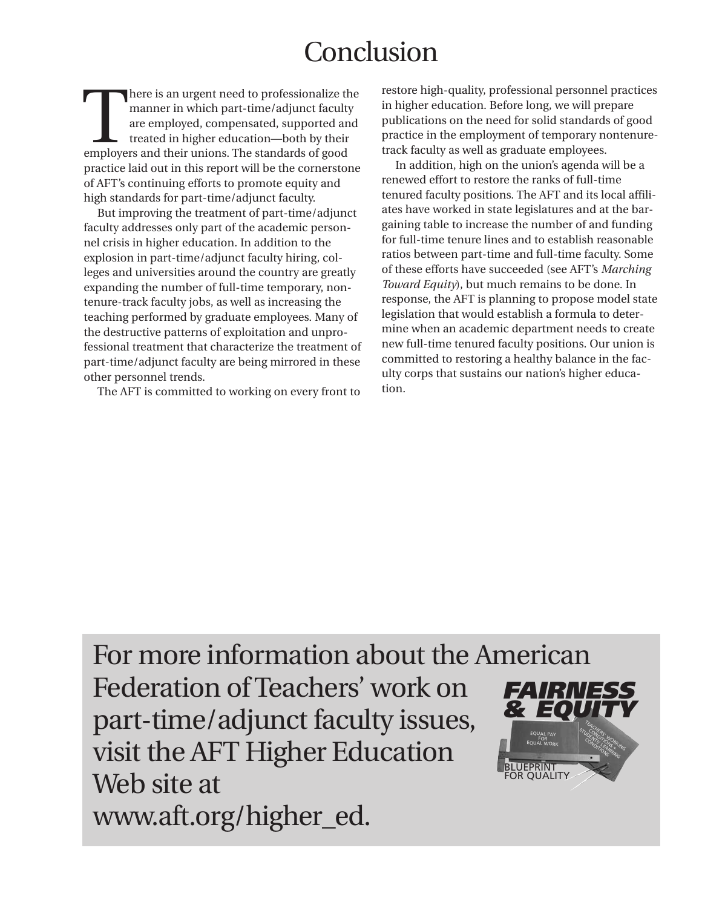# Conclusion

There is an urgent need to professionalize the manner in which part-time/adjunct faculty are employed, compensated, supported and treated in higher education—both by their employers and their unions. The standards of good practice laid out in this report will be the cornerstone of AFT's continuing efforts to promote equity and high standards for part-time/adjunct faculty.

But improving the treatment of part-time/adjunct faculty addresses only part of the academic personnel crisis in higher education. In addition to the explosion in part-time/adjunct faculty hiring, colleges and universities around the country are greatly expanding the number of full-time temporary, nontenure-track faculty jobs, as well as increasing the teaching performed by graduate employees. Many of the destructive patterns of exploitation and unprofessional treatment that characterize the treatment of part-time/adjunct faculty are being mirrored in these other personnel trends.

The AFT is committed to working on every front to restore high-quality, professional personnel practices in higher education. Before long, we will prepare publications on the need for solid standards of good practice in the employment of temporary nontenure-track faculty as well as graduate employees.

In addition, high on the union's agenda will be a renewed effort to restore the ranks of full-time tenured faculty positions. The AFT and its local affiliates have worked in state legislatures and at the bargaining table to increase the number of and funding for full-time tenure lines and to establish reasonable ratios between part-time and full-time faculty. Some of these efforts have succeeded (see AFT's *Marching Toward Equity*), but much remains to be done. In response, the AFT is planning to propose model state legislation that would establish a formula to determine when an academic department needs to create new full-time tenured faculty positions. Our union is committed to restoring a healthy balance in the faculty corps that sustains our nation's higher education.

For more information about the American Federation of Teachers' work on part-time/adjunct faculty issues, visit the AFT Higher Education Web site at www.aft.org/higher_ed.

**FAIRNESS & EQUITY**

EQUAL PAY FOR EQUAL WORK

TEACHERS' WORKING CONDITIONS = STUDENTS' LEARNING CONDITIONS

BLUEPRINT FOR QUALITY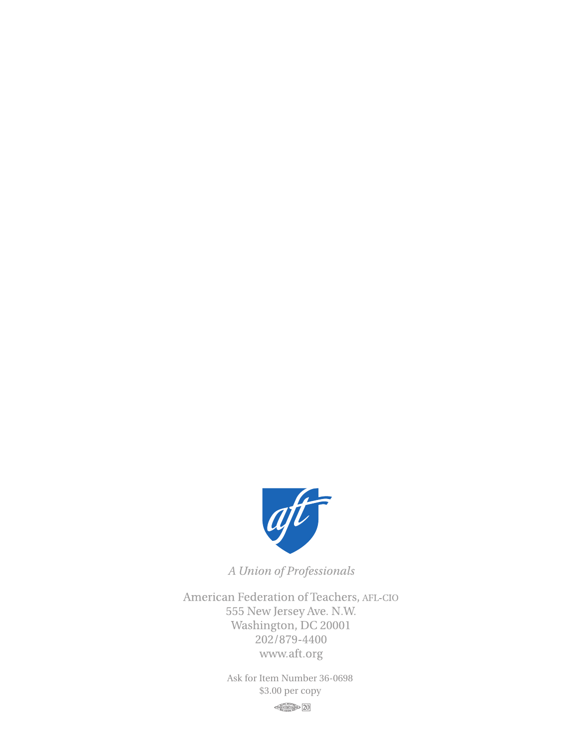*A Union of Professionals*

American Federation of Teachers, AFL-CIO
555 New Jersey Ave. N.W.
Washington, DC 20001
202/879-4400
www.aft.org

Ask for Item Number 36-0698
$3.00 per copy